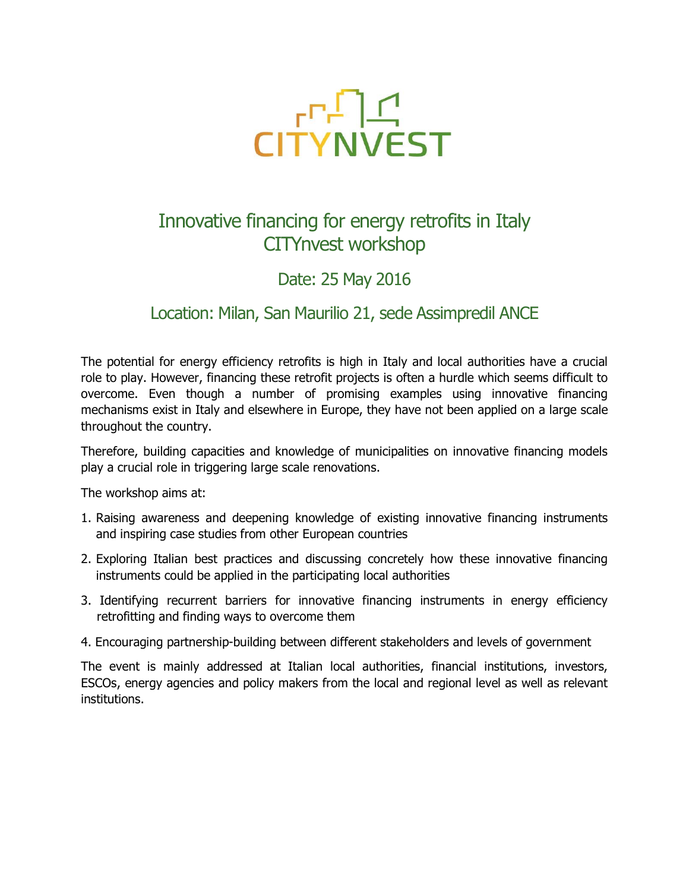# Innovative financing for energy retrofits in Italy
# CITYnvest workshop

## Date: 25 May 2016

## Location: Milan, San Maurilio 21, sede Assimpredil ANCE

The potential for energy efficiency retrofits is high in Italy and local authorities have a crucial role to play. However, financing these retrofit projects is often a hurdle which seems difficult to overcome. Even though a number of promising examples using innovative financing mechanisms exist in Italy and elsewhere in Europe, they have not been applied on a large scale throughout the country.

Therefore, building capacities and knowledge of municipalities on innovative financing models play a crucial role in triggering large scale renovations.

The workshop aims at:

1. Raising awareness and deepening knowledge of existing innovative financing instruments and inspiring case studies from other European countries
2. Exploring Italian best practices and discussing concretely how these innovative financing instruments could be applied in the participating local authorities
3. Identifying recurrent barriers for innovative financing instruments in energy efficiency retrofitting and finding ways to overcome them
4. Encouraging partnership-building between different stakeholders and levels of government

The event is mainly addressed at Italian local authorities, financial institutions, investors, ESCOs, energy agencies and policy makers from the local and regional level as well as relevant institutions.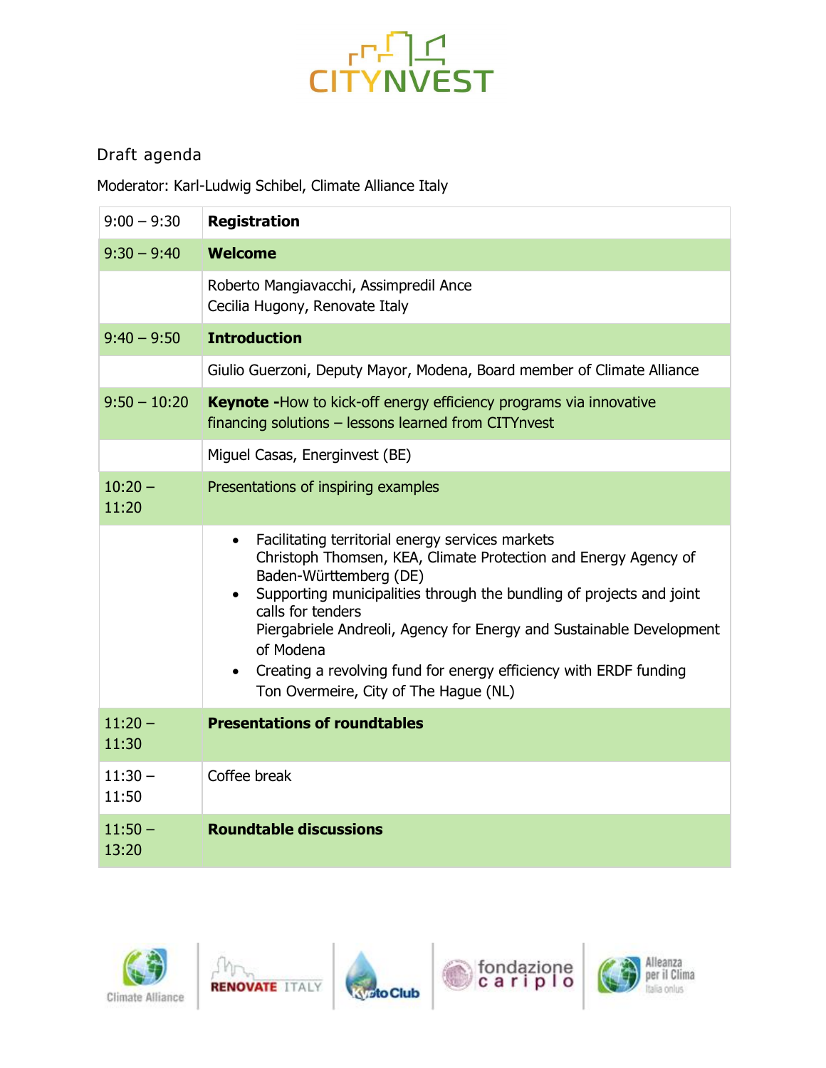CITYNVEST

Draft agenda

Moderator: Karl-Ludwig Schibel, Climate Alliance Italy

| | |
|---|---|
| 9:00 – 9:30 | **Registration** |
| 9:30 – 9:40 | **Welcome** |
| | Roberto Mangiavacchi, Assimpredil Ance<br>Cecilia Hugony, Renovate Italy |
| 9:40 – 9:50 | **Introduction** |
| | Giulio Guerzoni, Deputy Mayor, Modena, Board member of Climate Alliance |
| 9:50 – 10:20 | **Keynote -**How to kick-off energy efficiency programs via innovative financing solutions – lessons learned from CITYnvest |
| | Miguel Casas, Energinvest (BE) |
| 10:20 – 11:20 | Presentations of inspiring examples |
| | • Facilitating territorial energy services markets<br>Christoph Thomsen, KEA, Climate Protection and Energy Agency of Baden-Württemberg (DE)<br>• Supporting municipalities through the bundling of projects and joint calls for tenders<br>Piergabriele Andreoli, Agency for Energy and Sustainable Development of Modena<br>• Creating a revolving fund for energy efficiency with ERDF funding<br>Ton Overmeire, City of The Hague (NL) |
| 11:20 – 11:30 | **Presentations of roundtables** |
| 11:30 – 11:50 | Coffee break |
| 11:50 – 13:20 | **Roundtable discussions** |

Climate Alliance | RENOVATE ITALY | KyotoClub | fondazione cariplo | Alleanza per il Clima Italia onlus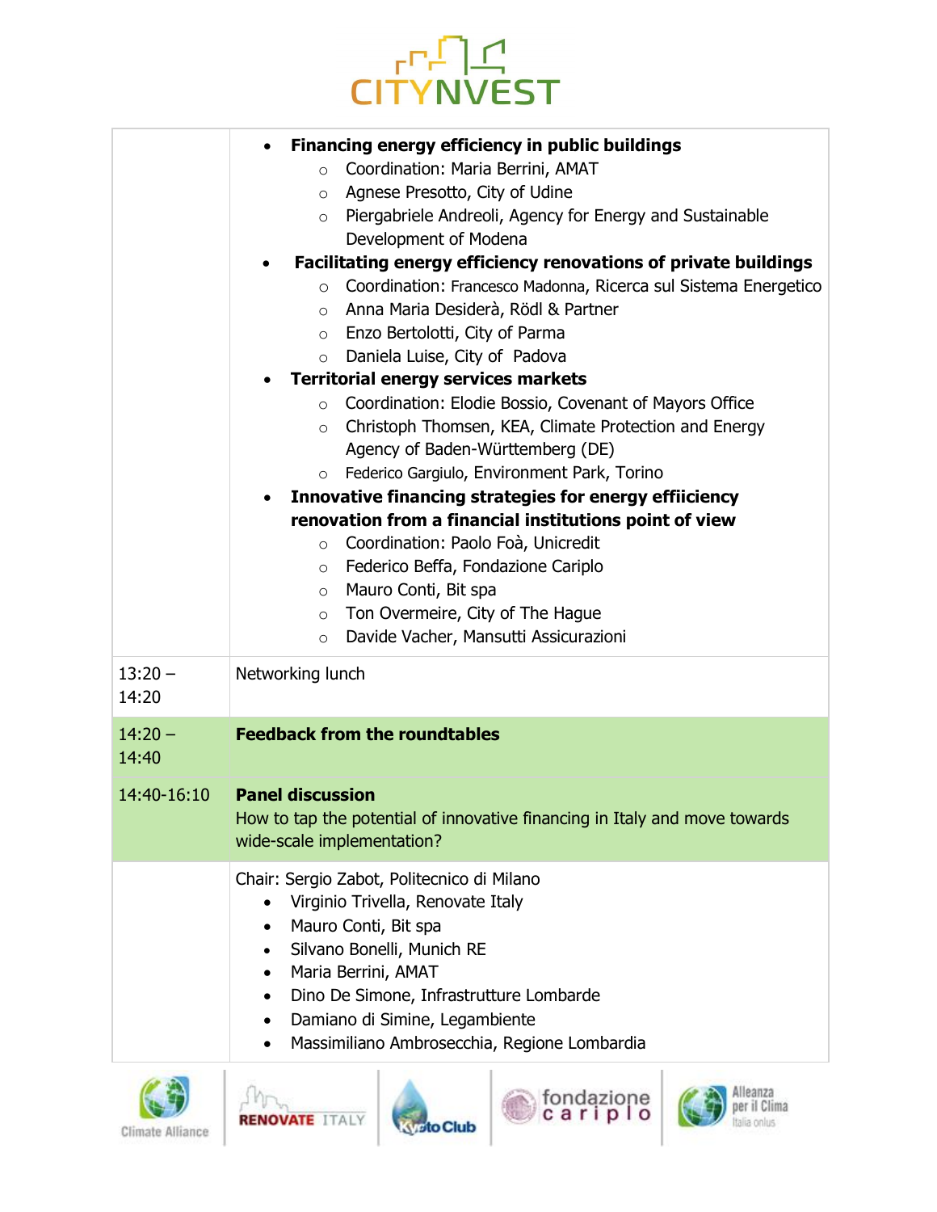| | |
|---|---|
| | • **Financing energy efficiency in public buildings**<br>○ Coordination: Maria Berrini, AMAT<br>○ Agnese Presotto, City of Udine<br>○ Piergabriele Andreoli, Agency for Energy and Sustainable Development of Modena<br>• **Facilitating energy efficiency renovations of private buildings**<br>○ Coordination: Francesco Madonna, Ricerca sul Sistema Energetico<br>○ Anna Maria Desiderà, Rödl & Partner<br>○ Enzo Bertolotti, City of Parma<br>○ Daniela Luise, City of Padova<br>• **Territorial energy services markets**<br>○ Coordination: Elodie Bossio, Covenant of Mayors Office<br>○ Christoph Thomsen, KEA, Climate Protection and Energy Agency of Baden-Württemberg (DE)<br>○ Federico Gargiulo, Environment Park, Torino<br>• **Innovative financing strategies for energy effiiciency renovation from a financial institutions point of view**<br>○ Coordination: Paolo Foà, Unicredit<br>○ Federico Beffa, Fondazione Cariplo<br>○ Mauro Conti, Bit spa<br>○ Ton Overmeire, City of The Hague<br>○ Davide Vacher, Mansutti Assicurazioni |
| 13:20 – 14:20 | Networking lunch |
| 14:20 – 14:40 | **Feedback from the roundtables** |
| 14:40-16:10 | **Panel discussion**<br>How to tap the potential of innovative financing in Italy and move towards wide-scale implementation? |
| | Chair: Sergio Zabot, Politecnico di Milano<br>• Virginio Trivella, Renovate Italy<br>• Mauro Conti, Bit spa<br>• Silvano Bonelli, Munich RE<br>• Maria Berrini, AMAT<br>• Dino De Simone, Infrastrutture Lombarde<br>• Damiano di Simine, Legambiente<br>• Massimiliano Ambrosecchia, Regione Lombardia |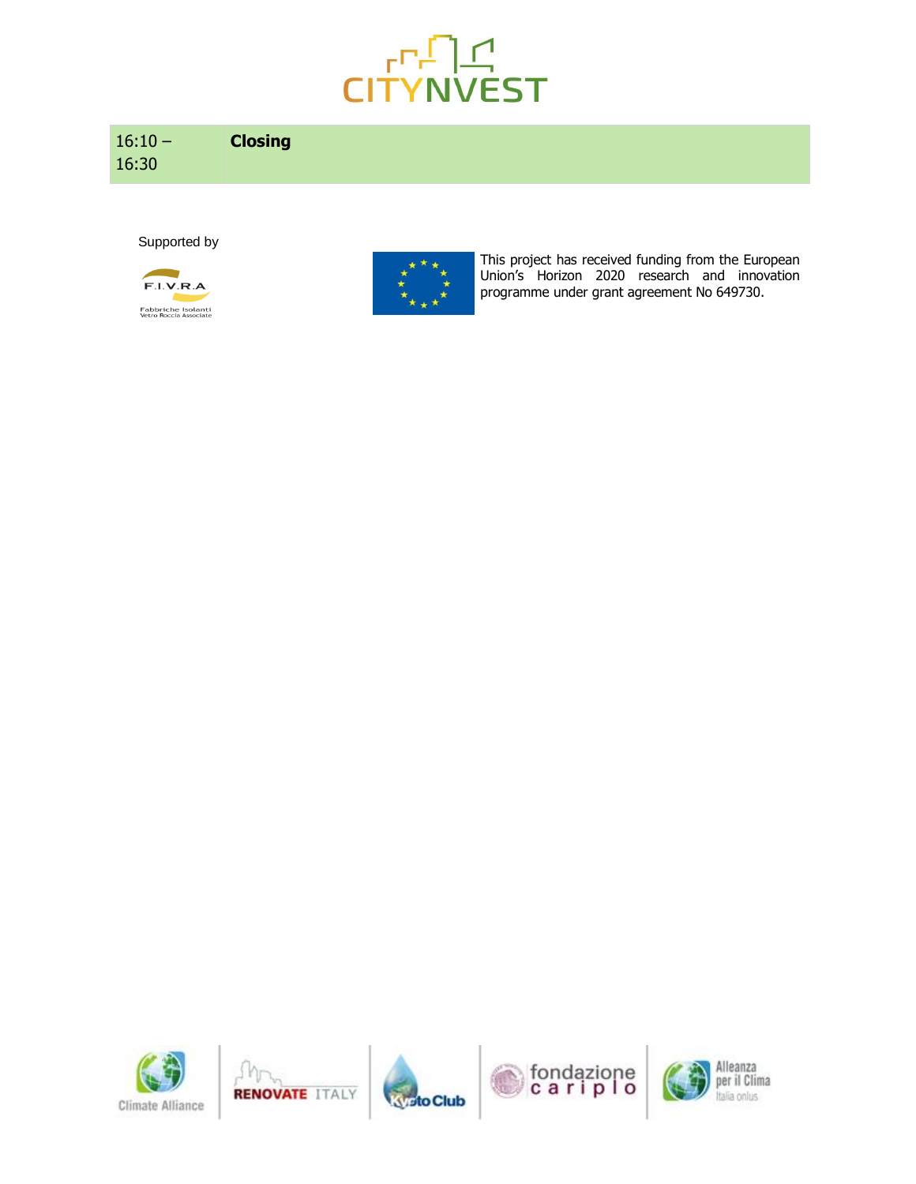| | |
|---|---|
| 16:10 – 16:30 | **Closing** |

Supported by

F.I.V.R.A

Fabbriche Isolanti Vetro Roccia Associate

This project has received funding from the European Union's Horizon 2020 research and innovation programme under grant agreement No 649730.